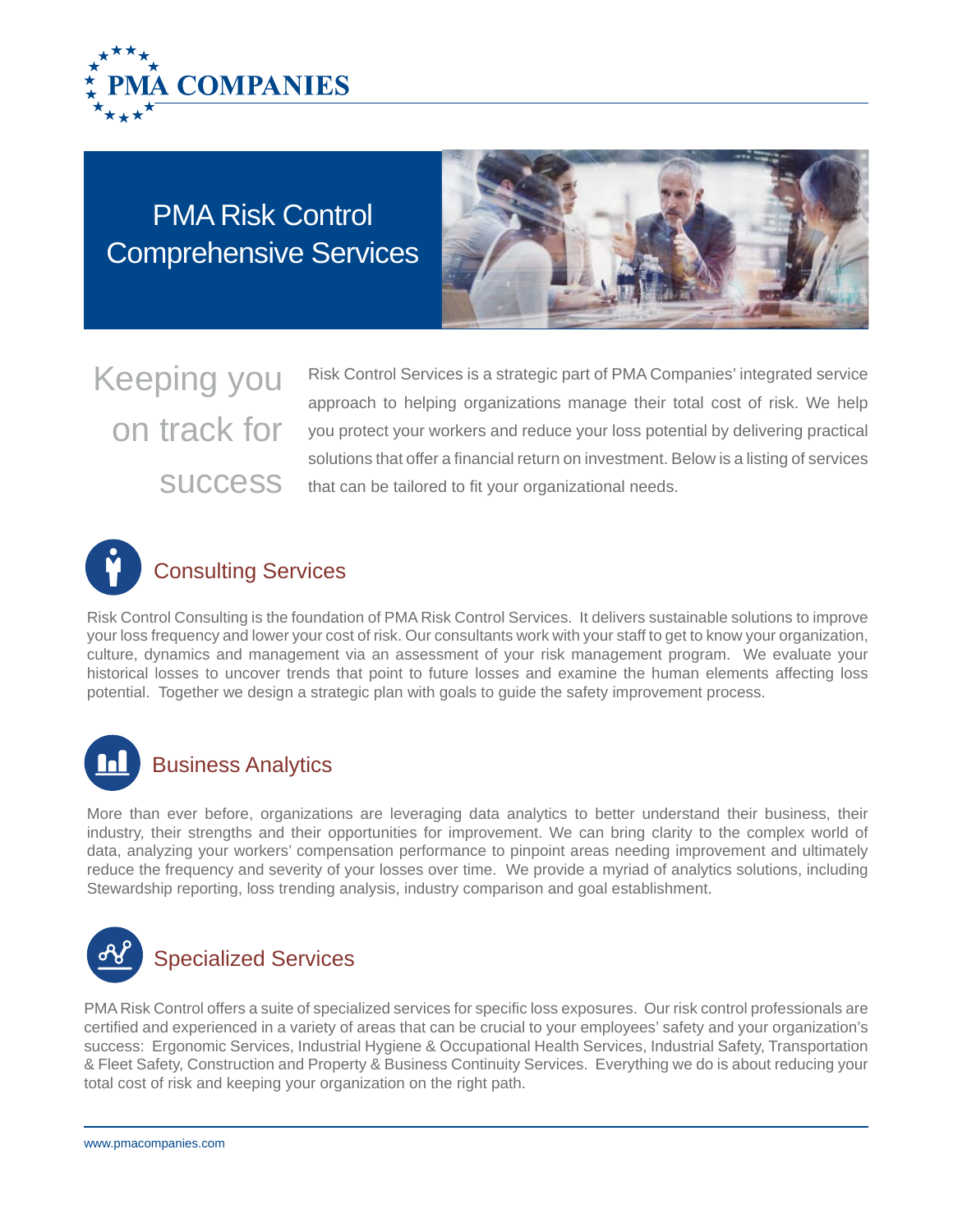PMA COMPANIES

# PMA Risk Control Comprehensive Services

## Keeping you on track for success

Risk Control Services is a strategic part of PMA Companies' integrated service approach to helping organizations manage their total cost of risk. We help you protect your workers and reduce your loss potential by delivering practical solutions that offer a financial return on investment. Below is a listing of services that can be tailored to fit your organizational needs.

## Consulting Services

Risk Control Consulting is the foundation of PMA Risk Control Services. It delivers sustainable solutions to improve your loss frequency and lower your cost of risk. Our consultants work with your staff to get to know your organization, culture, dynamics and management via an assessment of your risk management program. We evaluate your historical losses to uncover trends that point to future losses and examine the human elements affecting loss potential. Together we design a strategic plan with goals to guide the safety improvement process.

## Business Analytics

More than ever before, organizations are leveraging data analytics to better understand their business, their industry, their strengths and their opportunities for improvement. We can bring clarity to the complex world of data, analyzing your workers' compensation performance to pinpoint areas needing improvement and ultimately reduce the frequency and severity of your losses over time. We provide a myriad of analytics solutions, including Stewardship reporting, loss trending analysis, industry comparison and goal establishment.

## Specialized Services

PMA Risk Control offers a suite of specialized services for specific loss exposures. Our risk control professionals are certified and experienced in a variety of areas that can be crucial to your employees' safety and your organization's success: Ergonomic Services, Industrial Hygiene & Occupational Health Services, Industrial Safety, Transportation & Fleet Safety, Construction and Property & Business Continuity Services. Everything we do is about reducing your total cost of risk and keeping your organization on the right path.

www.pmacompanies.com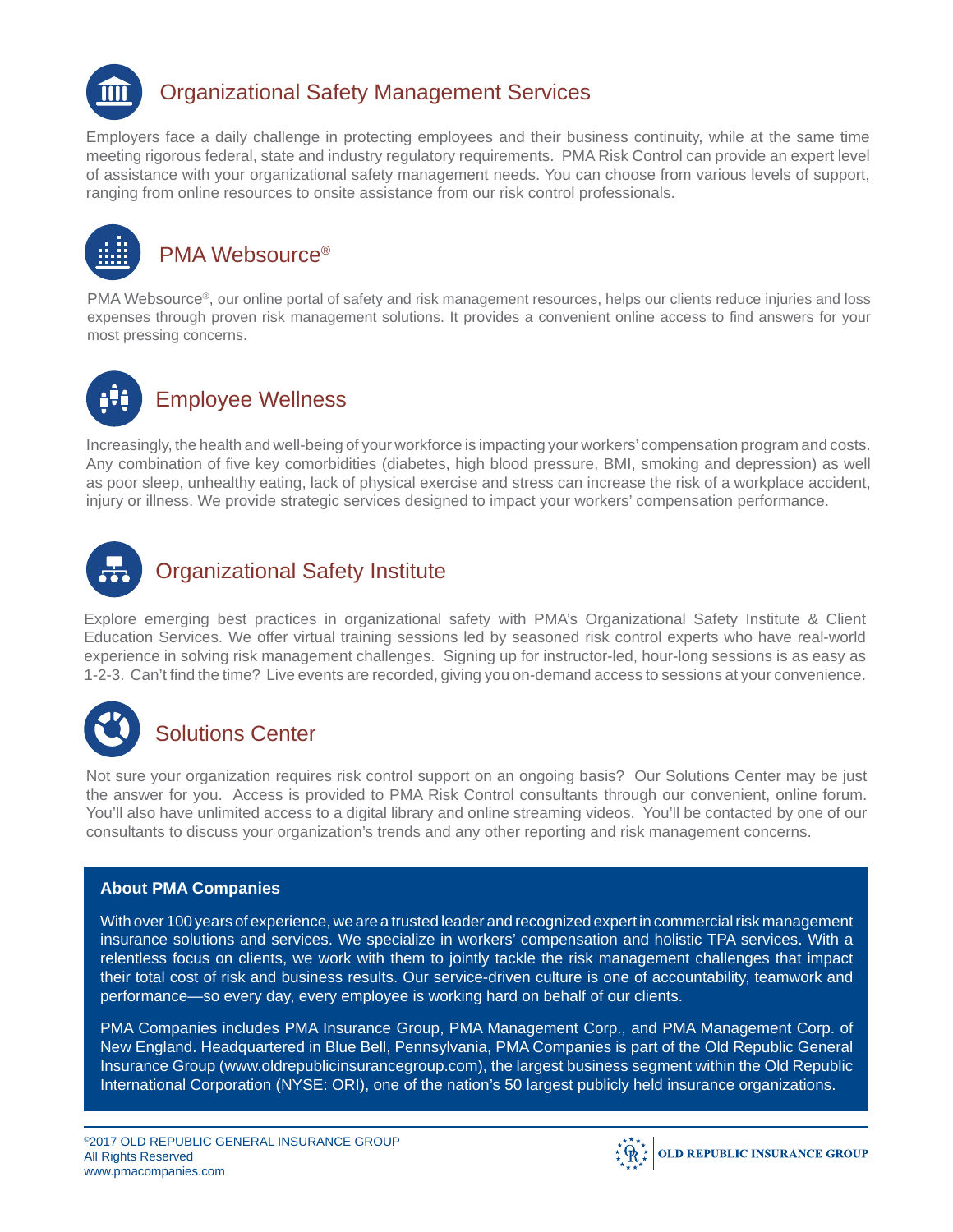## Organizational Safety Management Services

Employers face a daily challenge in protecting employees and their business continuity, while at the same time meeting rigorous federal, state and industry regulatory requirements. PMA Risk Control can provide an expert level of assistance with your organizational safety management needs. You can choose from various levels of support, ranging from online resources to onsite assistance from our risk control professionals.

## PMA Websource®

PMA Websource®, our online portal of safety and risk management resources, helps our clients reduce injuries and loss expenses through proven risk management solutions. It provides a convenient online access to find answers for your most pressing concerns.

## Employee Wellness

Increasingly, the health and well-being of your workforce is impacting your workers' compensation program and costs. Any combination of five key comorbidities (diabetes, high blood pressure, BMI, smoking and depression) as well as poor sleep, unhealthy eating, lack of physical exercise and stress can increase the risk of a workplace accident, injury or illness. We provide strategic services designed to impact your workers' compensation performance.

## Organizational Safety Institute

Explore emerging best practices in organizational safety with PMA's Organizational Safety Institute & Client Education Services. We offer virtual training sessions led by seasoned risk control experts who have real-world experience in solving risk management challenges. Signing up for instructor-led, hour-long sessions is as easy as 1-2-3. Can't find the time? Live events are recorded, giving you on-demand access to sessions at your convenience.

## Solutions Center

Not sure your organization requires risk control support on an ongoing basis? Our Solutions Center may be just the answer for you. Access is provided to PMA Risk Control consultants through our convenient, online forum. You'll also have unlimited access to a digital library and online streaming videos. You'll be contacted by one of our consultants to discuss your organization's trends and any other reporting and risk management concerns.

**About PMA Companies**

With over 100 years of experience, we are a trusted leader and recognized expert in commercial risk management insurance solutions and services. We specialize in workers' compensation and holistic TPA services. With a relentless focus on clients, we work with them to jointly tackle the risk management challenges that impact their total cost of risk and business results. Our service-driven culture is one of accountability, teamwork and performance—so every day, every employee is working hard on behalf of our clients.

PMA Companies includes PMA Insurance Group, PMA Management Corp., and PMA Management Corp. of New England. Headquartered in Blue Bell, Pennsylvania, PMA Companies is part of the Old Republic General Insurance Group (www.oldrepublicinsurancegroup.com), the largest business segment within the Old Republic International Corporation (NYSE: ORI), one of the nation's 50 largest publicly held insurance organizations.

©2017 OLD REPUBLIC GENERAL INSURANCE GROUP
All Rights Reserved
www.pmacompanies.com

OLD REPUBLIC INSURANCE GROUP